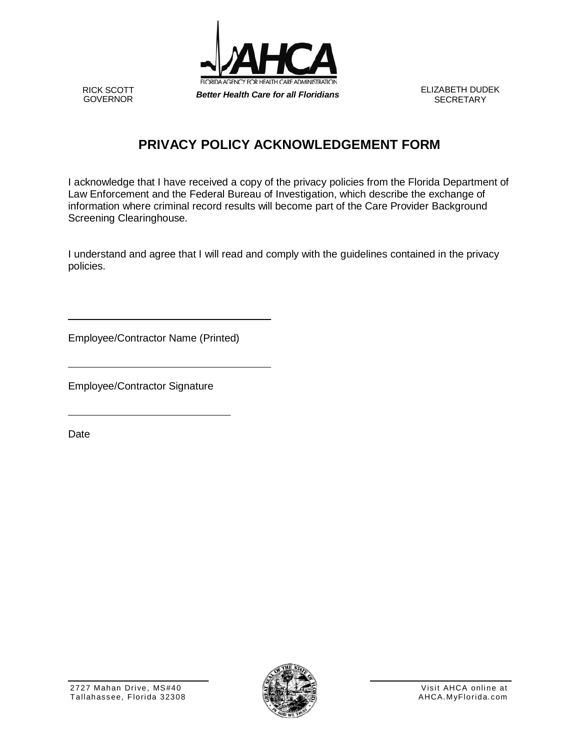RICK SCOTT
GOVERNOR

FLORIDA AGENCY FOR HEALTH CARE ADMINISTRATION

***Better Health Care for all Floridians***

ELIZABETH DUDEK
SECRETARY

# PRIVACY POLICY ACKNOWLEDGEMENT FORM

I acknowledge that I have received a copy of the privacy policies from the Florida Department of Law Enforcement and the Federal Bureau of Investigation, which describe the exchange of information where criminal record results will become part of the Care Provider Background Screening Clearinghouse.

I understand and agree that I will read and comply with the guidelines contained in the privacy policies.

\_\_\_\_\_\_\_\_\_\_\_\_\_\_\_\_\_\_\_\_\_\_\_\_\_\_\_\_\_\_\_\_\_\_\_\_

Employee/Contractor Name (Printed)

\_\_\_\_\_\_\_\_\_\_\_\_\_\_\_\_\_\_\_\_\_\_\_\_\_\_\_\_\_\_\_\_\_\_\_\_

Employee/Contractor Signature

\_\_\_\_\_\_\_\_\_\_\_\_\_\_\_\_\_\_\_\_\_\_\_\_\_\_\_\_\_\_

Date

2727 Mahan Drive, MS#40
Tallahassee, Florida 32308

Visit AHCA online at
AHCA.MyFlorida.com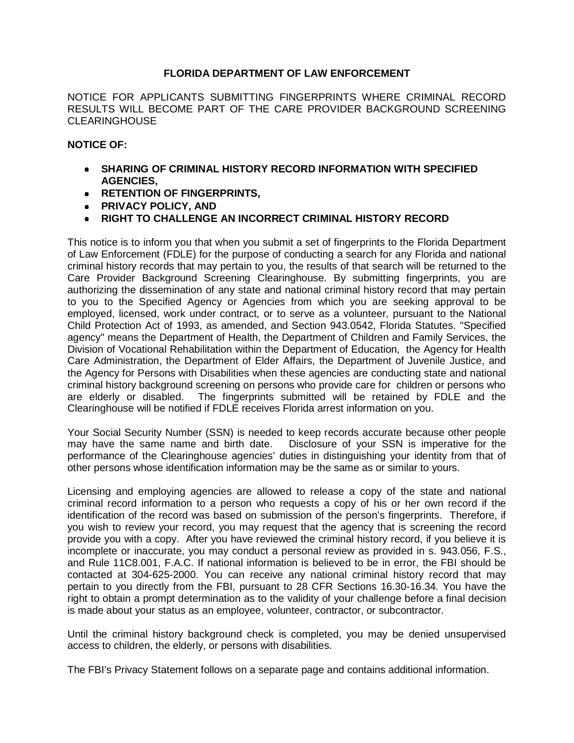# FLORIDA DEPARTMENT OF LAW ENFORCEMENT

NOTICE FOR APPLICANTS SUBMITTING FINGERPRINTS WHERE CRIMINAL RECORD RESULTS WILL BECOME PART OF THE CARE PROVIDER BACKGROUND SCREENING CLEARINGHOUSE

**NOTICE OF:**

- **SHARING OF CRIMINAL HISTORY RECORD INFORMATION WITH SPECIFIED AGENCIES,**
- **RETENTION OF FINGERPRINTS,**
- **PRIVACY POLICY, AND**
- **RIGHT TO CHALLENGE AN INCORRECT CRIMINAL HISTORY RECORD**

This notice is to inform you that when you submit a set of fingerprints to the Florida Department of Law Enforcement (FDLE) for the purpose of conducting a search for any Florida and national criminal history records that may pertain to you, the results of that search will be returned to the Care Provider Background Screening Clearinghouse. By submitting fingerprints, you are authorizing the dissemination of any state and national criminal history record that may pertain to you to the Specified Agency or Agencies from which you are seeking approval to be employed, licensed, work under contract, or to serve as a volunteer, pursuant to the National Child Protection Act of 1993, as amended, and Section 943.0542, Florida Statutes. "Specified agency" means the Department of Health, the Department of Children and Family Services, the Division of Vocational Rehabilitation within the Department of Education, the Agency for Health Care Administration, the Department of Elder Affairs, the Department of Juvenile Justice, and the Agency for Persons with Disabilities when these agencies are conducting state and national criminal history background screening on persons who provide care for children or persons who are elderly or disabled. The fingerprints submitted will be retained by FDLE and the Clearinghouse will be notified if FDLE receives Florida arrest information on you.

Your Social Security Number (SSN) is needed to keep records accurate because other people may have the same name and birth date. Disclosure of your SSN is imperative for the performance of the Clearinghouse agencies' duties in distinguishing your identity from that of other persons whose identification information may be the same as or similar to yours.

Licensing and employing agencies are allowed to release a copy of the state and national criminal record information to a person who requests a copy of his or her own record if the identification of the record was based on submission of the person's fingerprints. Therefore, if you wish to review your record, you may request that the agency that is screening the record provide you with a copy. After you have reviewed the criminal history record, if you believe it is incomplete or inaccurate, you may conduct a personal review as provided in s. 943.056, F.S., and Rule 11C8.001, F.A.C. If national information is believed to be in error, the FBI should be contacted at 304-625-2000. You can receive any national criminal history record that may pertain to you directly from the FBI, pursuant to 28 CFR Sections 16.30-16.34. You have the right to obtain a prompt determination as to the validity of your challenge before a final decision is made about your status as an employee, volunteer, contractor, or subcontractor.

Until the criminal history background check is completed, you may be denied unsupervised access to children, the elderly, or persons with disabilities.

The FBI's Privacy Statement follows on a separate page and contains additional information.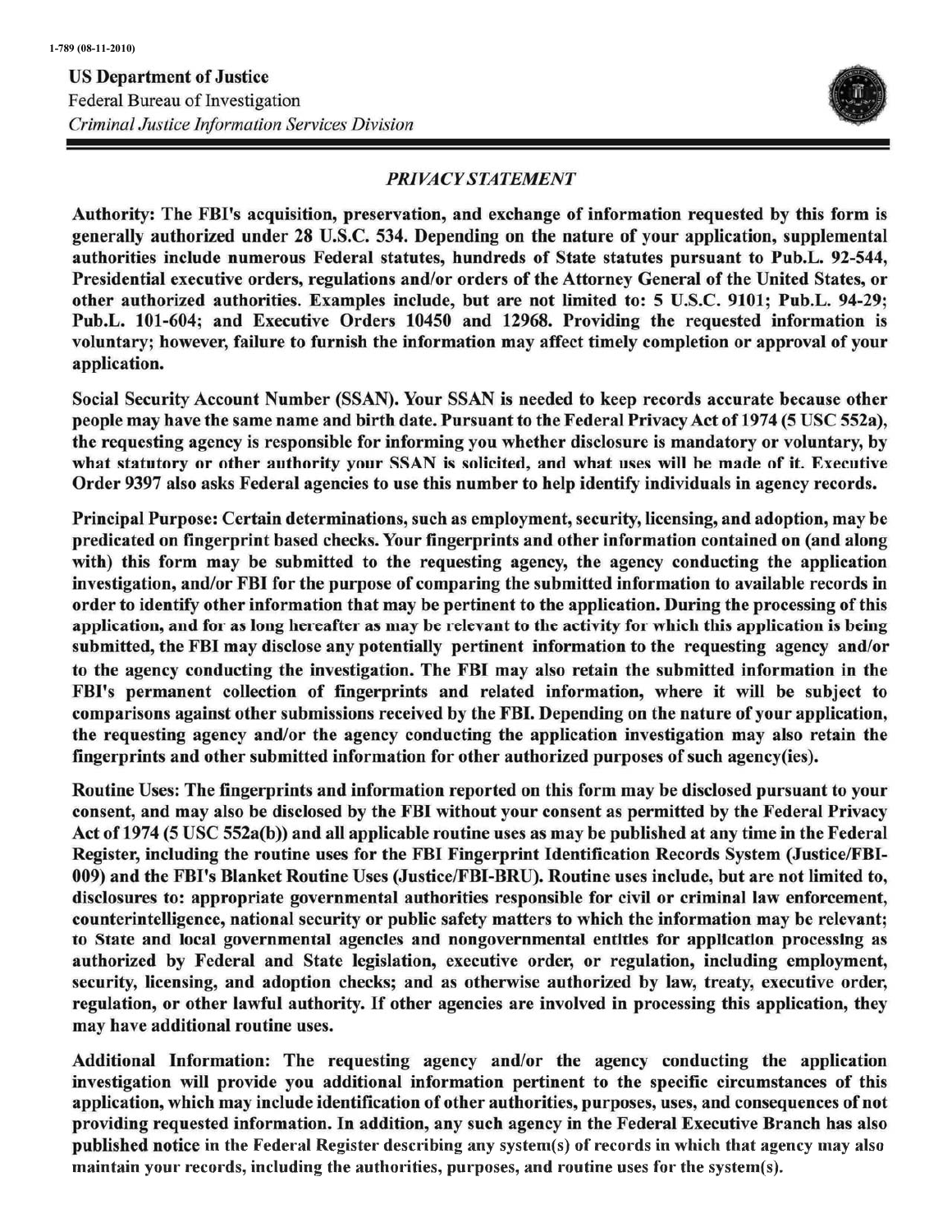1-789 (08-11-2010)

**US Department of Justice**
Federal Bureau of Investigation
*Criminal Justice Information Services Division*

## *PRIVACY STATEMENT*

**Authority: The FBI's acquisition, preservation, and exchange of information requested by this form is generally authorized under 28 U.S.C. 534. Depending on the nature of your application, supplemental authorities include numerous Federal statutes, hundreds of State statutes pursuant to Pub.L. 92-544, Presidential executive orders, regulations and/or orders of the Attorney General of the United States, or other authorized authorities. Examples include, but are not limited to: 5 U.S.C. 9101; Pub.L. 94-29; Pub.L. 101-604; and Executive Orders 10450 and 12968. Providing the requested information is voluntary; however, failure to furnish the information may affect timely completion or approval of your application.**

**Social Security Account Number (SSAN). Your SSAN is needed to keep records accurate because other people may have the same name and birth date. Pursuant to the Federal Privacy Act of 1974 (5 USC 552a), the requesting agency is responsible for informing you whether disclosure is mandatory or voluntary, by what statutory or other authority your SSAN is solicited, and what uses will be made of it. Executive Order 9397 also asks Federal agencies to use this number to help identify individuals in agency records.**

**Principal Purpose: Certain determinations, such as employment, security, licensing, and adoption, may be predicated on fingerprint based checks. Your fingerprints and other information contained on (and along with) this form may be submitted to the requesting agency, the agency conducting the application investigation, and/or FBI for the purpose of comparing the submitted information to available records in order to identify other information that may be pertinent to the application. During the processing of this application, and for as long hereafter as may be relevant to the activity for which this application is being submitted, the FBI may disclose any potentially pertinent information to the requesting agency and/or to the agency conducting the investigation. The FBI may also retain the submitted information in the FBI's permanent collection of fingerprints and related information, where it will be subject to comparisons against other submissions received by the FBI. Depending on the nature of your application, the requesting agency and/or the agency conducting the application investigation may also retain the fingerprints and other submitted information for other authorized purposes of such agency(ies).**

**Routine Uses: The fingerprints and information reported on this form may be disclosed pursuant to your consent, and may also be disclosed by the FBI without your consent as permitted by the Federal Privacy Act of 1974 (5 USC 552a(b)) and all applicable routine uses as may be published at any time in the Federal Register, including the routine uses for the FBI Fingerprint Identification Records System (Justice/FBI-009) and the FBI's Blanket Routine Uses (Justice/FBI-BRU). Routine uses include, but are not limited to, disclosures to: appropriate governmental authorities responsible for civil or criminal law enforcement, counterintelligence, national security or public safety matters to which the information may be relevant; to State and local governmental agencies and nongovernmental entities for application processing as authorized by Federal and State legislation, executive order, or regulation, including employment, security, licensing, and adoption checks; and as otherwise authorized by law, treaty, executive order, regulation, or other lawful authority. If other agencies are involved in processing this application, they may have additional routine uses.**

**Additional Information: The requesting agency and/or the agency conducting the application investigation will provide you additional information pertinent to the specific circumstances of this application, which may include identification of other authorities, purposes, uses, and consequences of not providing requested information. In addition, any such agency in the Federal Executive Branch has also published notice in the Federal Register describing any system(s) of records in which that agency may also maintain your records, including the authorities, purposes, and routine uses for the system(s).**